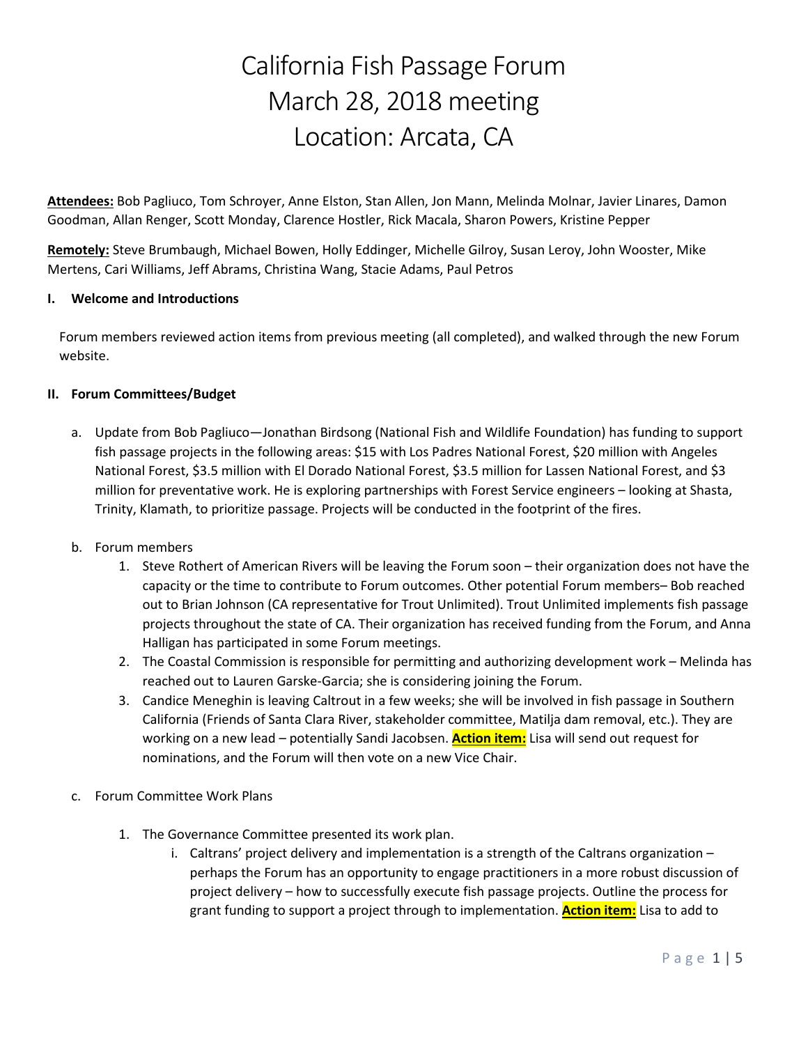# California Fish Passage Forum
# March 28, 2018 meeting
# Location: Arcata, CA

**Attendees:** Bob Pagliuco, Tom Schroyer, Anne Elston, Stan Allen, Jon Mann, Melinda Molnar, Javier Linares, Damon Goodman, Allan Renger, Scott Monday, Clarence Hostler, Rick Macala, Sharon Powers, Kristine Pepper

**Remotely:** Steve Brumbaugh, Michael Bowen, Holly Eddinger, Michelle Gilroy, Susan Leroy, John Wooster, Mike Mertens, Cari Williams, Jeff Abrams, Christina Wang, Stacie Adams, Paul Petros

## I. Welcome and Introductions

Forum members reviewed action items from previous meeting (all completed), and walked through the new Forum website.

## II. Forum Committees/Budget

a. Update from Bob Pagliuco—Jonathan Birdsong (National Fish and Wildlife Foundation) has funding to support fish passage projects in the following areas: $15 with Los Padres National Forest, $20 million with Angeles National Forest, $3.5 million with El Dorado National Forest, $3.5 million for Lassen National Forest, and $3 million for preventative work. He is exploring partnerships with Forest Service engineers – looking at Shasta, Trinity, Klamath, to prioritize passage. Projects will be conducted in the footprint of the fires.

b. Forum members
   1. Steve Rothert of American Rivers will be leaving the Forum soon – their organization does not have the capacity or the time to contribute to Forum outcomes. Other potential Forum members– Bob reached out to Brian Johnson (CA representative for Trout Unlimited). Trout Unlimited implements fish passage projects throughout the state of CA. Their organization has received funding from the Forum, and Anna Halligan has participated in some Forum meetings.
   2. The Coastal Commission is responsible for permitting and authorizing development work – Melinda has reached out to Lauren Garske-Garcia; she is considering joining the Forum.
   3. Candice Meneghin is leaving Caltrout in a few weeks; she will be involved in fish passage in Southern California (Friends of Santa Clara River, stakeholder committee, Matilja dam removal, etc.). They are working on a new lead – potentially Sandi Jacobsen. **Action item:** Lisa will send out request for nominations, and the Forum will then vote on a new Vice Chair.

c. Forum Committee Work Plans
   1. The Governance Committee presented its work plan.
      i. Caltrans' project delivery and implementation is a strength of the Caltrans organization – perhaps the Forum has an opportunity to engage practitioners in a more robust discussion of project delivery – how to successfully execute fish passage projects. Outline the process for grant funding to support a project through to implementation. **Action item:** Lisa to add to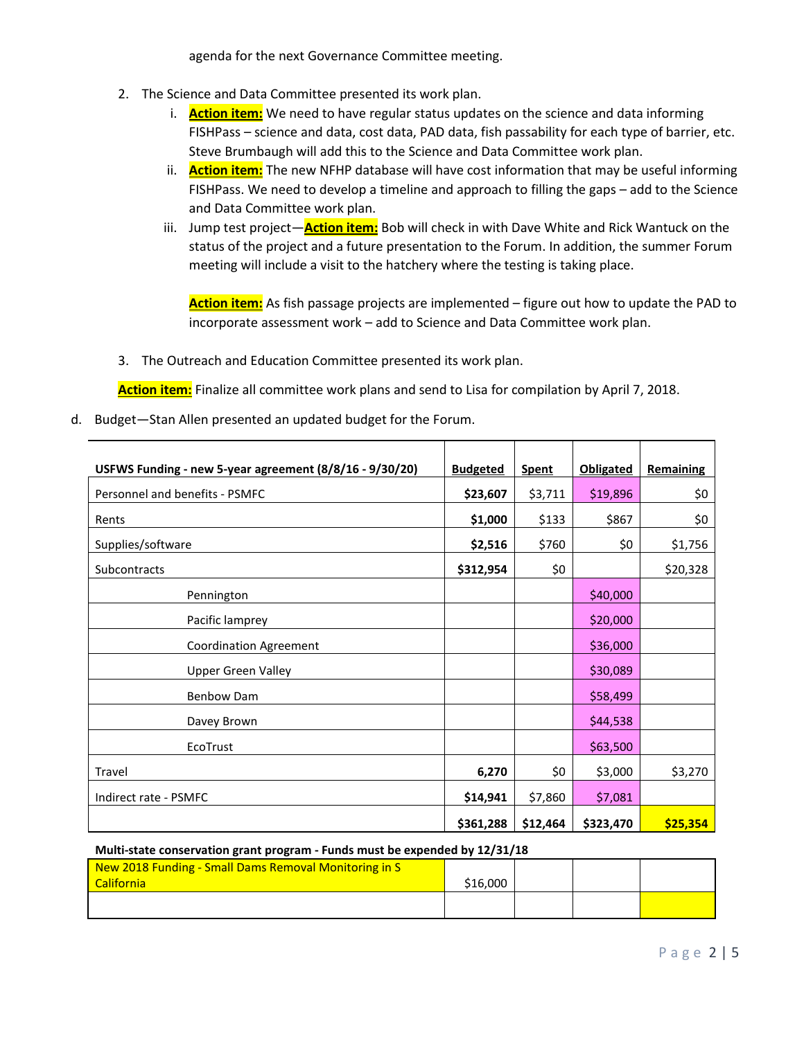agenda for the next Governance Committee meeting.

2. The Science and Data Committee presented its work plan.
   i. **Action item:** We need to have regular status updates on the science and data informing FISHPass – science and data, cost data, PAD data, fish passability for each type of barrier, etc. Steve Brumbaugh will add this to the Science and Data Committee work plan.
   ii. **Action item:** The new NFHP database will have cost information that may be useful informing FISHPass. We need to develop a timeline and approach to filling the gaps – add to the Science and Data Committee work plan.
   iii. Jump test project—**Action item:** Bob will check in with Dave White and Rick Wantuck on the status of the project and a future presentation to the Forum. In addition, the summer Forum meeting will include a visit to the hatchery where the testing is taking place.

   **Action item:** As fish passage projects are implemented – figure out how to update the PAD to incorporate assessment work – add to Science and Data Committee work plan.

3. The Outreach and Education Committee presented its work plan.

**Action item:** Finalize all committee work plans and send to Lisa for compilation by April 7, 2018.

d. Budget—Stan Allen presented an updated budget for the Forum.

| USFWS Funding - new 5-year agreement (8/8/16 - 9/30/20) | Budgeted | Spent | Obligated | Remaining |
|---|---|---|---|---|
| Personnel and benefits - PSMFC | **$23,607** | $3,711 | $19,896 | $0 |
| Rents | **$1,000** | $133 | $867 | $0 |
| Supplies/software | **$2,516** | $760 | $0 | $1,756 |
| Subcontracts | **$312,954** | $0 | | $20,328 |
| Pennington | | | $40,000 | |
| Pacific lamprey | | | $20,000 | |
| Coordination Agreement | | | $36,000 | |
| Upper Green Valley | | | $30,089 | |
| Benbow Dam | | | $58,499 | |
| Davey Brown | | | $44,538 | |
| EcoTrust | | | $63,500 | |
| Travel | **6,270** | $0 | $3,000 | $3,270 |
| Indirect rate - PSMFC | **$14,941** | $7,860 | $7,081 | |
| | **$361,288** | **$12,464** | **$323,470** | **$25,354** |

**Multi-state conservation grant program - Funds must be expended by 12/31/18**

| | | | | |
|---|---|---|---|---|
| New 2018 Funding - Small Dams Removal Monitoring in S California | $16,000 | | | |
| | | | | |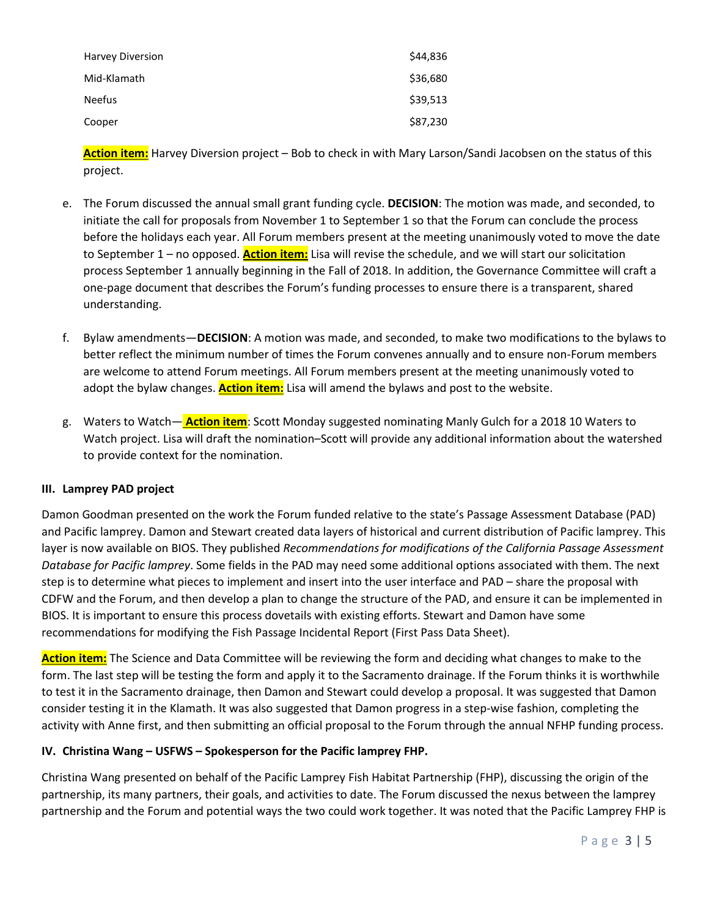| | |
|---|---|
| Harvey Diversion | $44,836 |
| Mid-Klamath | $36,680 |
| Neefus | $39,513 |
| Cooper | $87,230 |

**Action item:** Harvey Diversion project – Bob to check in with Mary Larson/Sandi Jacobsen on the status of this project.

e. The Forum discussed the annual small grant funding cycle. **DECISION**: The motion was made, and seconded, to initiate the call for proposals from November 1 to September 1 so that the Forum can conclude the process before the holidays each year. All Forum members present at the meeting unanimously voted to move the date to September 1 – no opposed. **Action item:** Lisa will revise the schedule, and we will start our solicitation process September 1 annually beginning in the Fall of 2018. In addition, the Governance Committee will craft a one-page document that describes the Forum's funding processes to ensure there is a transparent, shared understanding.

f. Bylaw amendments—**DECISION**: A motion was made, and seconded, to make two modifications to the bylaws to better reflect the minimum number of times the Forum convenes annually and to ensure non-Forum members are welcome to attend Forum meetings. All Forum members present at the meeting unanimously voted to adopt the bylaw changes. **Action item:** Lisa will amend the bylaws and post to the website.

g. Waters to Watch— **Action item**: Scott Monday suggested nominating Manly Gulch for a 2018 10 Waters to Watch project. Lisa will draft the nomination–Scott will provide any additional information about the watershed to provide context for the nomination.

### III. Lamprey PAD project

Damon Goodman presented on the work the Forum funded relative to the state's Passage Assessment Database (PAD) and Pacific lamprey. Damon and Stewart created data layers of historical and current distribution of Pacific lamprey. This layer is now available on BIOS. They published *Recommendations for modifications of the California Passage Assessment Database for Pacific lamprey*. Some fields in the PAD may need some additional options associated with them. The next step is to determine what pieces to implement and insert into the user interface and PAD – share the proposal with CDFW and the Forum, and then develop a plan to change the structure of the PAD, and ensure it can be implemented in BIOS. It is important to ensure this process dovetails with existing efforts. Stewart and Damon have some recommendations for modifying the Fish Passage Incidental Report (First Pass Data Sheet).

**Action item:** The Science and Data Committee will be reviewing the form and deciding what changes to make to the form. The last step will be testing the form and apply it to the Sacramento drainage. If the Forum thinks it is worthwhile to test it in the Sacramento drainage, then Damon and Stewart could develop a proposal. It was suggested that Damon consider testing it in the Klamath. It was also suggested that Damon progress in a step-wise fashion, completing the activity with Anne first, and then submitting an official proposal to the Forum through the annual NFHP funding process.

### IV. Christina Wang – USFWS – Spokesperson for the Pacific lamprey FHP.

Christina Wang presented on behalf of the Pacific Lamprey Fish Habitat Partnership (FHP), discussing the origin of the partnership, its many partners, their goals, and activities to date. The Forum discussed the nexus between the lamprey partnership and the Forum and potential ways the two could work together. It was noted that the Pacific Lamprey FHP is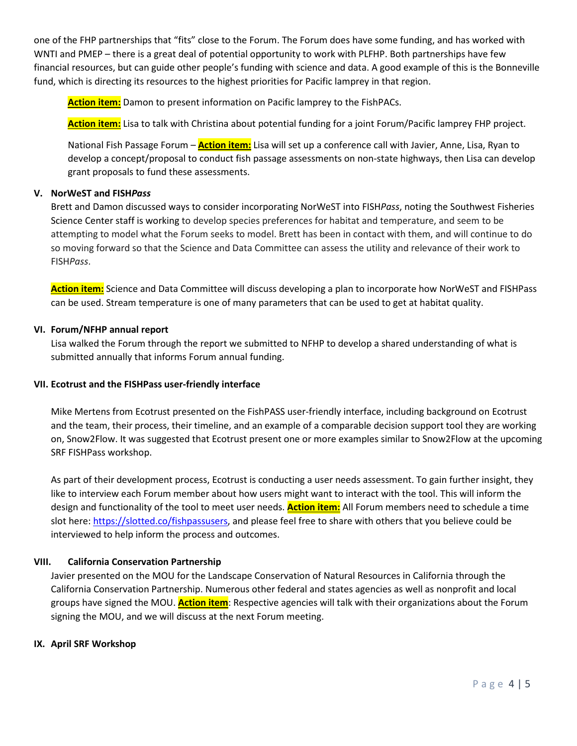one of the FHP partnerships that "fits" close to the Forum. The Forum does have some funding, and has worked with WNTI and PMEP – there is a great deal of potential opportunity to work with PLFHP. Both partnerships have few financial resources, but can guide other people's funding with science and data. A good example of this is the Bonneville fund, which is directing its resources to the highest priorities for Pacific lamprey in that region.

**Action item:** Damon to present information on Pacific lamprey to the FishPACs.

**Action item:** Lisa to talk with Christina about potential funding for a joint Forum/Pacific lamprey FHP project.

National Fish Passage Forum – **Action item:** Lisa will set up a conference call with Javier, Anne, Lisa, Ryan to develop a concept/proposal to conduct fish passage assessments on non-state highways, then Lisa can develop grant proposals to fund these assessments.

## V. NorWeST and FISH*Pass*

Brett and Damon discussed ways to consider incorporating NorWeST into FISH*Pass*, noting the Southwest Fisheries Science Center staff is working to develop species preferences for habitat and temperature, and seem to be attempting to model what the Forum seeks to model. Brett has been in contact with them, and will continue to do so moving forward so that the Science and Data Committee can assess the utility and relevance of their work to FISH*Pass*.

**Action item:** Science and Data Committee will discuss developing a plan to incorporate how NorWeST and FISHPass can be used. Stream temperature is one of many parameters that can be used to get at habitat quality.

## VI. Forum/NFHP annual report

Lisa walked the Forum through the report we submitted to NFHP to develop a shared understanding of what is submitted annually that informs Forum annual funding.

## VII. Ecotrust and the FISHPass user-friendly interface

Mike Mertens from Ecotrust presented on the FishPASS user-friendly interface, including background on Ecotrust and the team, their process, their timeline, and an example of a comparable decision support tool they are working on, Snow2Flow. It was suggested that Ecotrust present one or more examples similar to Snow2Flow at the upcoming SRF FISHPass workshop.

As part of their development process, Ecotrust is conducting a user needs assessment. To gain further insight, they like to interview each Forum member about how users might want to interact with the tool. This will inform the design and functionality of the tool to meet user needs. **Action item:** All Forum members need to schedule a time slot here: https://slotted.co/fishpassusers, and please feel free to share with others that you believe could be interviewed to help inform the process and outcomes.

## VIII. California Conservation Partnership

Javier presented on the MOU for the Landscape Conservation of Natural Resources in California through the California Conservation Partnership. Numerous other federal and states agencies as well as nonprofit and local groups have signed the MOU. **Action item**: Respective agencies will talk with their organizations about the Forum signing the MOU, and we will discuss at the next Forum meeting.

## IX. April SRF Workshop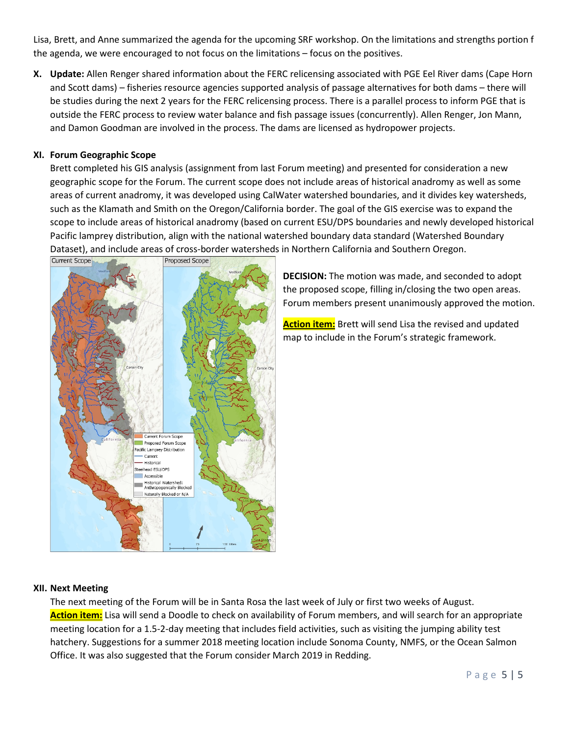Lisa, Brett, and Anne summarized the agenda for the upcoming SRF workshop. On the limitations and strengths portion f the agenda, we were encouraged to not focus on the limitations – focus on the positives.

**X. Update:** Allen Renger shared information about the FERC relicensing associated with PGE Eel River dams (Cape Horn and Scott dams) – fisheries resource agencies supported analysis of passage alternatives for both dams – there will be studies during the next 2 years for the FERC relicensing process. There is a parallel process to inform PGE that is outside the FERC process to review water balance and fish passage issues (concurrently). Allen Renger, Jon Mann, and Damon Goodman are involved in the process. The dams are licensed as hydropower projects.

## XI. Forum Geographic Scope

Brett completed his GIS analysis (assignment from last Forum meeting) and presented for consideration a new geographic scope for the Forum. The current scope does not include areas of historical anadromy as well as some areas of current anadromy, it was developed using CalWater watershed boundaries, and it divides key watersheds, such as the Klamath and Smith on the Oregon/California border. The goal of the GIS exercise was to expand the scope to include areas of historical anadromy (based on current ESU/DPS boundaries and newly developed historical Pacific lamprey distribution, align with the national watershed boundary data standard (Watershed Boundary Dataset), and include areas of cross-border watersheds in Northern California and Southern Oregon.

Current Scope
Proposed Scope
Medford
Carson City
Fresno
California
Current Forum Scope
Proposed Forum Scope
Pacific Lamprey Distribution
Current
Historical
Steelhead ESU/DPS
Accessible
Historical Watershed: Anthropogenically Blocked
Naturally Blocked or N/A
0 75 150 Miles

**DECISION:** The motion was made, and seconded to adopt the proposed scope, filling in/closing the two open areas. Forum members present unanimously approved the motion.

**Action item:** Brett will send Lisa the revised and updated map to include in the Forum's strategic framework.

## XII. Next Meeting

The next meeting of the Forum will be in Santa Rosa the last week of July or first two weeks of August.
**Action item:** Lisa will send a Doodle to check on availability of Forum members, and will search for an appropriate meeting location for a 1.5-2-day meeting that includes field activities, such as visiting the jumping ability test hatchery. Suggestions for a summer 2018 meeting location include Sonoma County, NMFS, or the Ocean Salmon Office. It was also suggested that the Forum consider March 2019 in Redding.